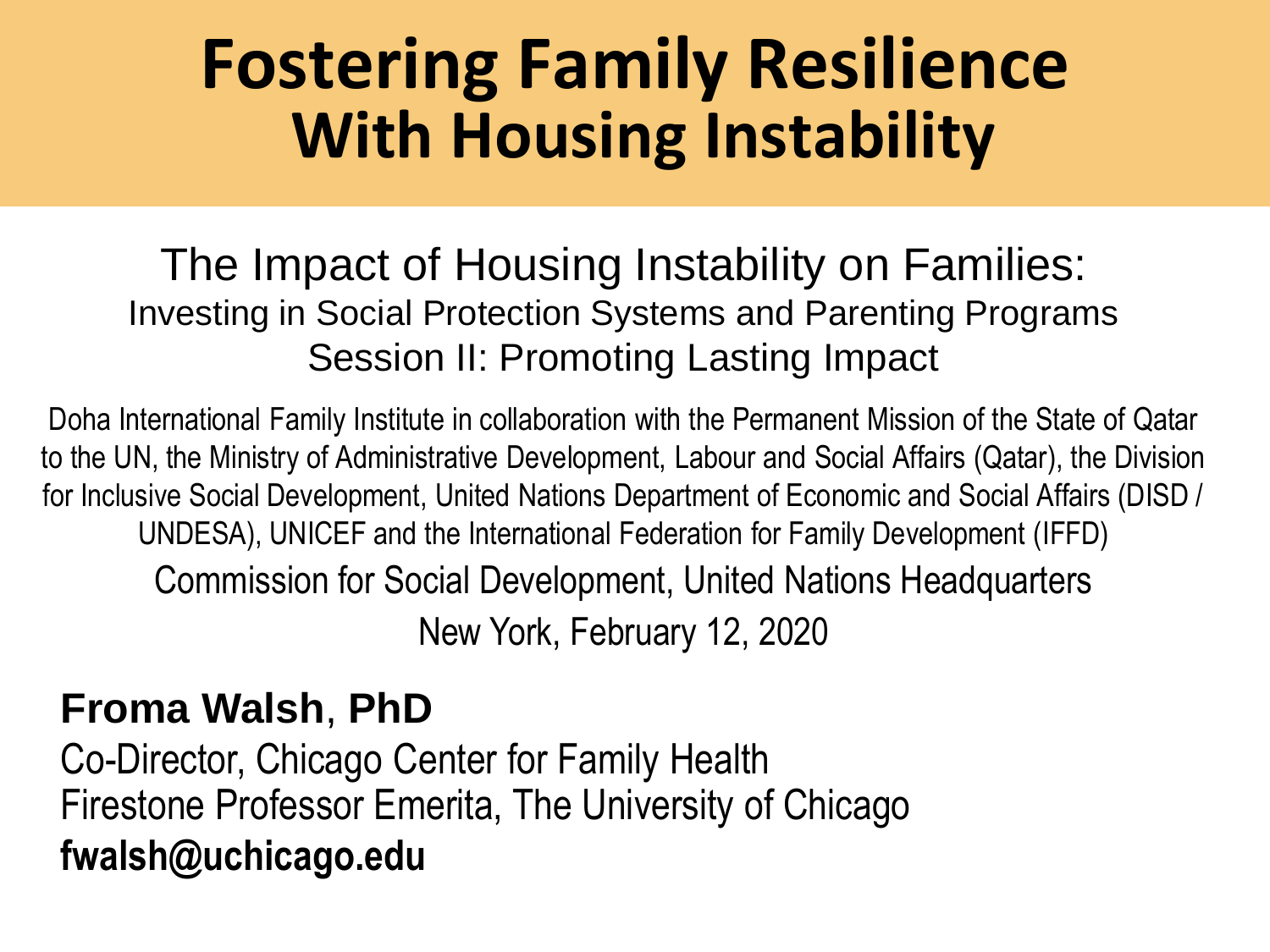# Fostering Family Resilience With Housing Instability

## The Impact of Housing Instability on Families:

Investing in Social Protection Systems and Parenting Programs

Session II: Promoting Lasting Impact

Doha International Family Institute in collaboration with the Permanent Mission of the State of Qatar to the UN, the Ministry of Administrative Development, Labour and Social Affairs (Qatar), the Division for Inclusive Social Development, United Nations Department of Economic and Social Affairs (DISD / UNDESA), UNICEF and the International Federation for Family Development (IFFD)

Commission for Social Development, United Nations Headquarters

New York, February 12, 2020

**Froma Walsh, PhD**

Co-Director, Chicago Center for Family Health

Firestone Professor Emerita, The University of Chicago

**fwalsh@uchicago.edu**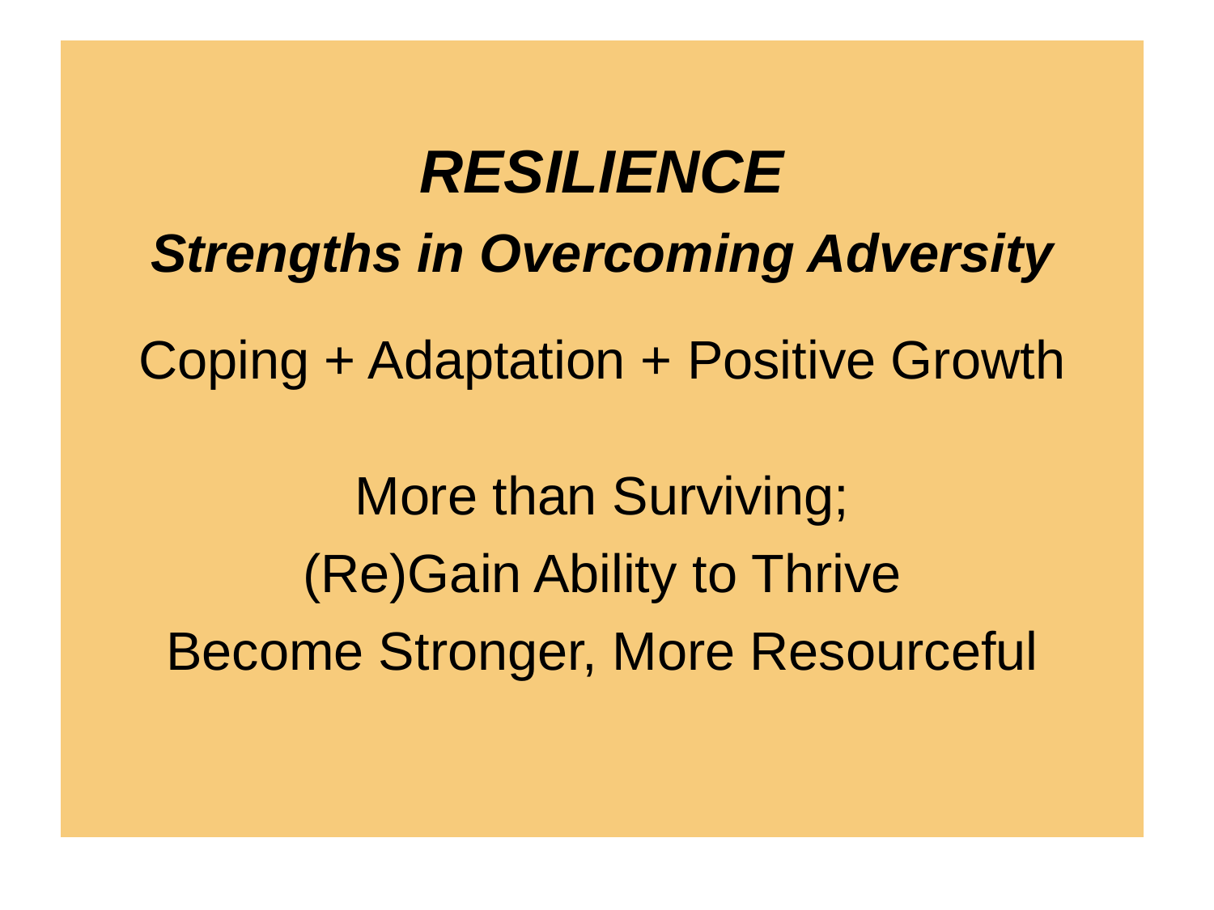# *RESILIENCE*

## *Strengths in Overcoming Adversity*

Coping + Adaptation + Positive Growth

More than Surviving;
(Re)Gain Ability to Thrive
Become Stronger, More Resourceful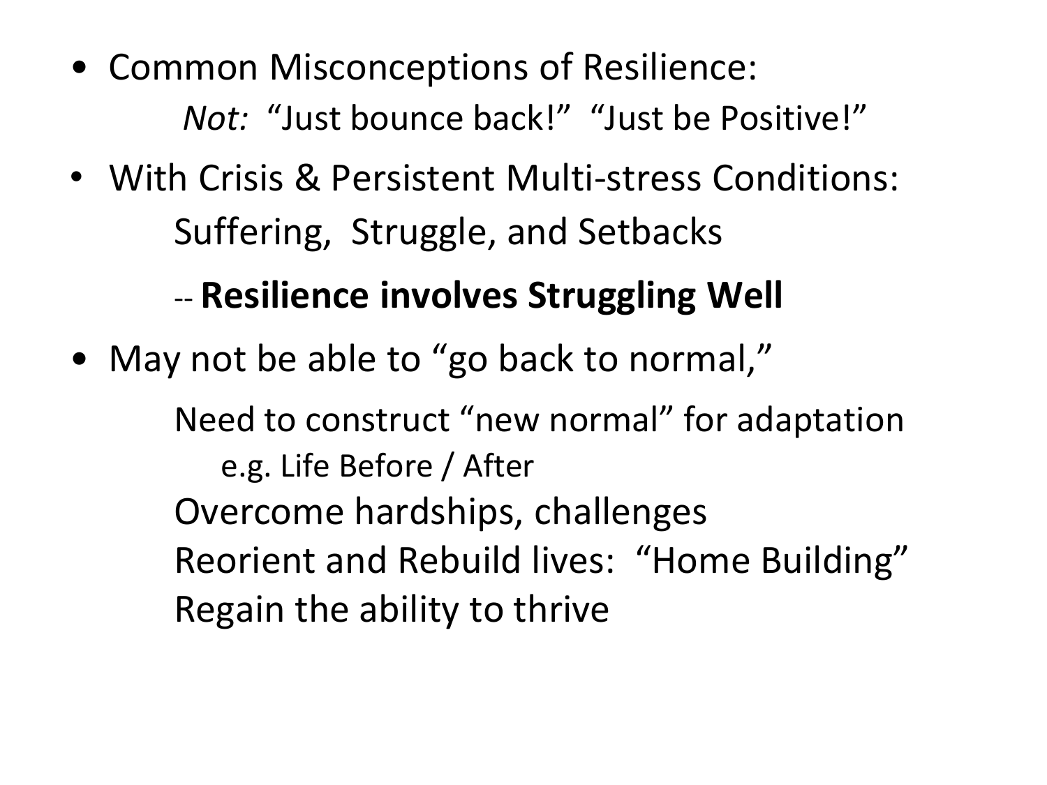- Common Misconceptions of Resilience:
  *Not:* "Just bounce back!" "Just be Positive!"
- With Crisis & Persistent Multi-stress Conditions:
  Suffering, Struggle, and Setbacks

  -- **Resilience involves Struggling Well**
- May not be able to "go back to normal,"

  Need to construct "new normal" for adaptation
  e.g. Life Before / After
  Overcome hardships, challenges
  Reorient and Rebuild lives: "Home Building"
  Regain the ability to thrive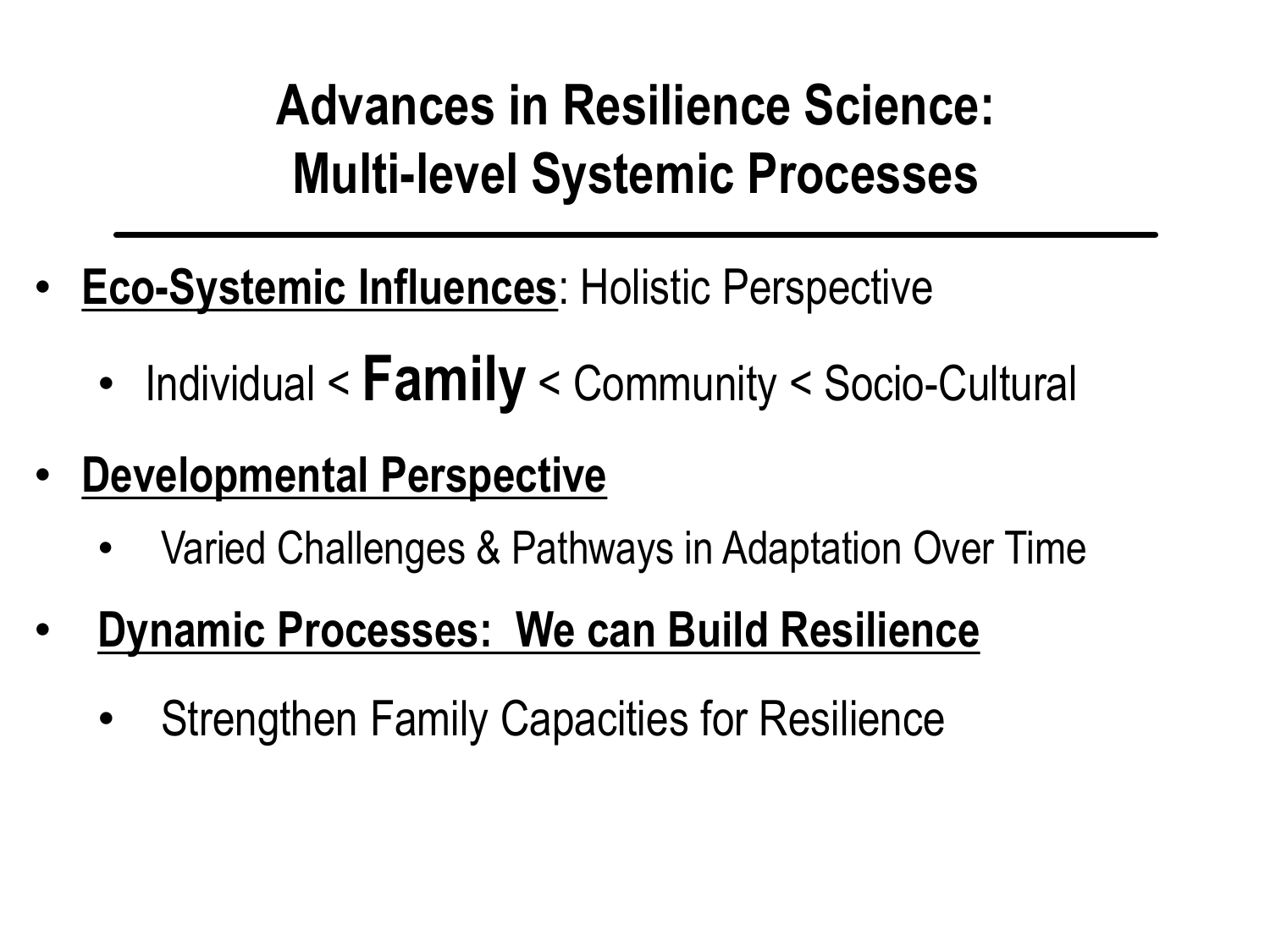# Advances in Resilience Science: Multi-level Systemic Processes

- **<u>Eco-Systemic Influences</u>**: Holistic Perspective
  - Individual < **Family** < Community < Socio-Cultural
- **<u>Developmental Perspective</u>**
  - Varied Challenges & Pathways in Adaptation Over Time
- **<u>Dynamic Processes: We can Build Resilience</u>**
  - Strengthen Family Capacities for Resilience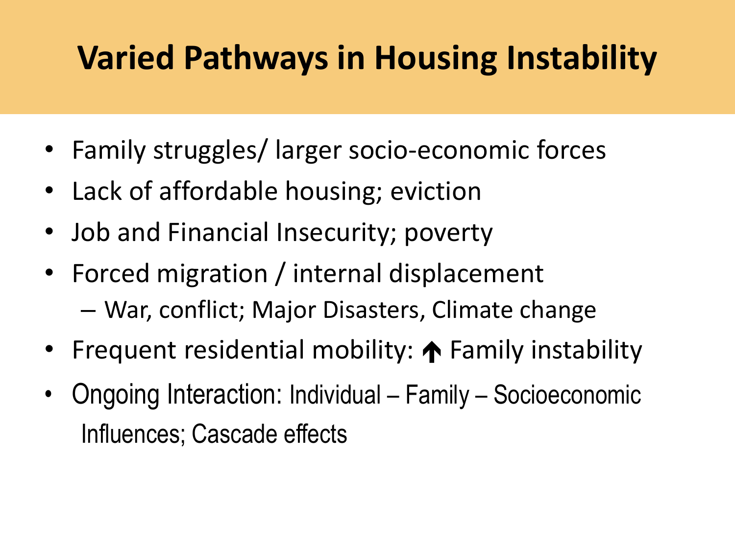# Varied Pathways in Housing Instability

- Family struggles/ larger socio-economic forces
- Lack of affordable housing; eviction
- Job and Financial Insecurity; poverty
- Forced migration / internal displacement
  - War, conflict; Major Disasters, Climate change
- Frequent residential mobility: ↑ Family instability
- Ongoing Interaction: Individual – Family – Socioeconomic Influences; Cascade effects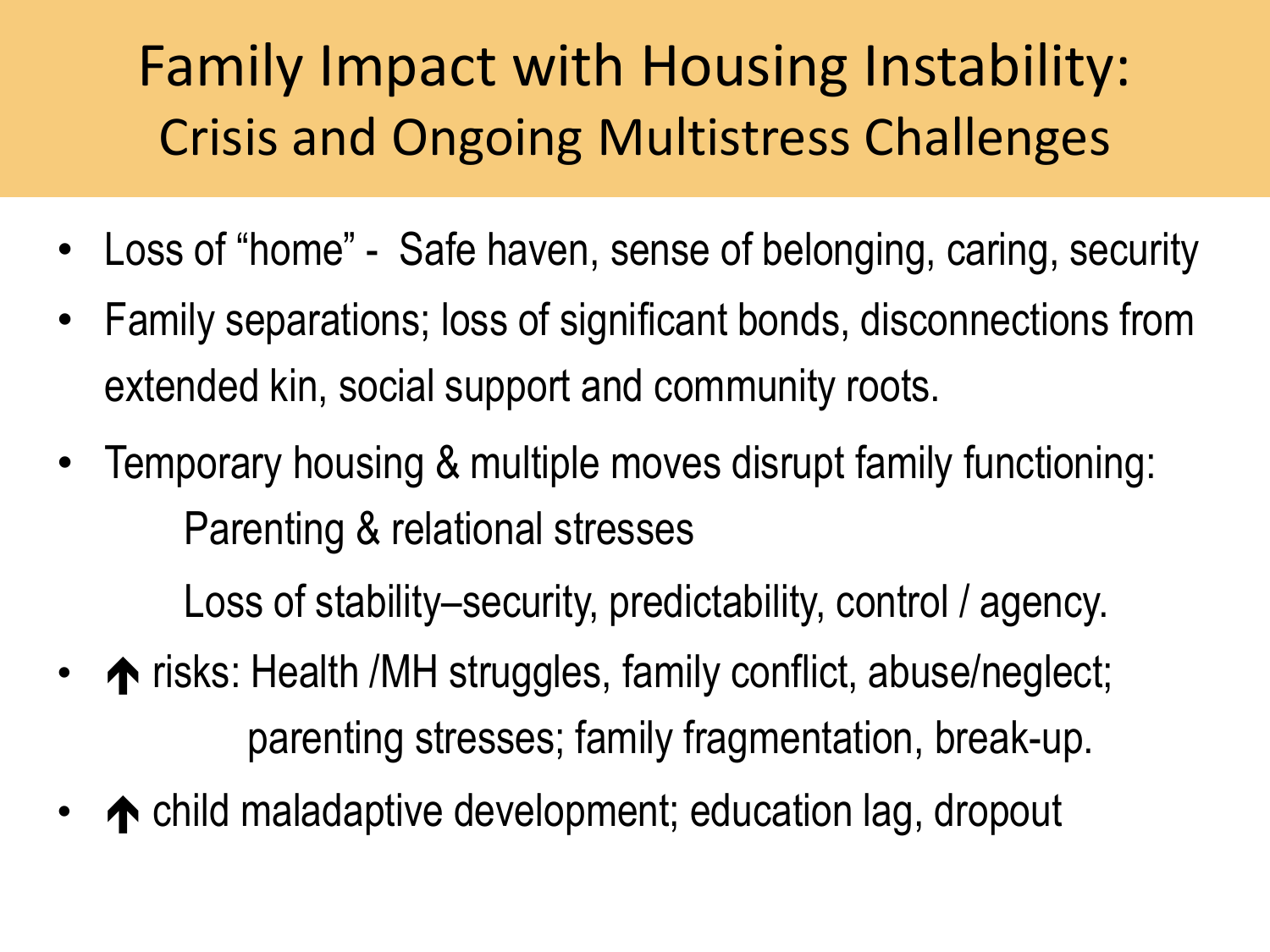# Family Impact with Housing Instability:
## Crisis and Ongoing Multistress Challenges

- Loss of "home" - Safe haven, sense of belonging, caring, security
- Family separations; loss of significant bonds, disconnections from extended kin, social support and community roots.
- Temporary housing & multiple moves disrupt family functioning:
  - Parenting & relational stresses
  - Loss of stability–security, predictability, control / agency.
- ↑ risks: Health /MH struggles, family conflict, abuse/neglect; parenting stresses; family fragmentation, break-up.
- ↑ child maladaptive development; education lag, dropout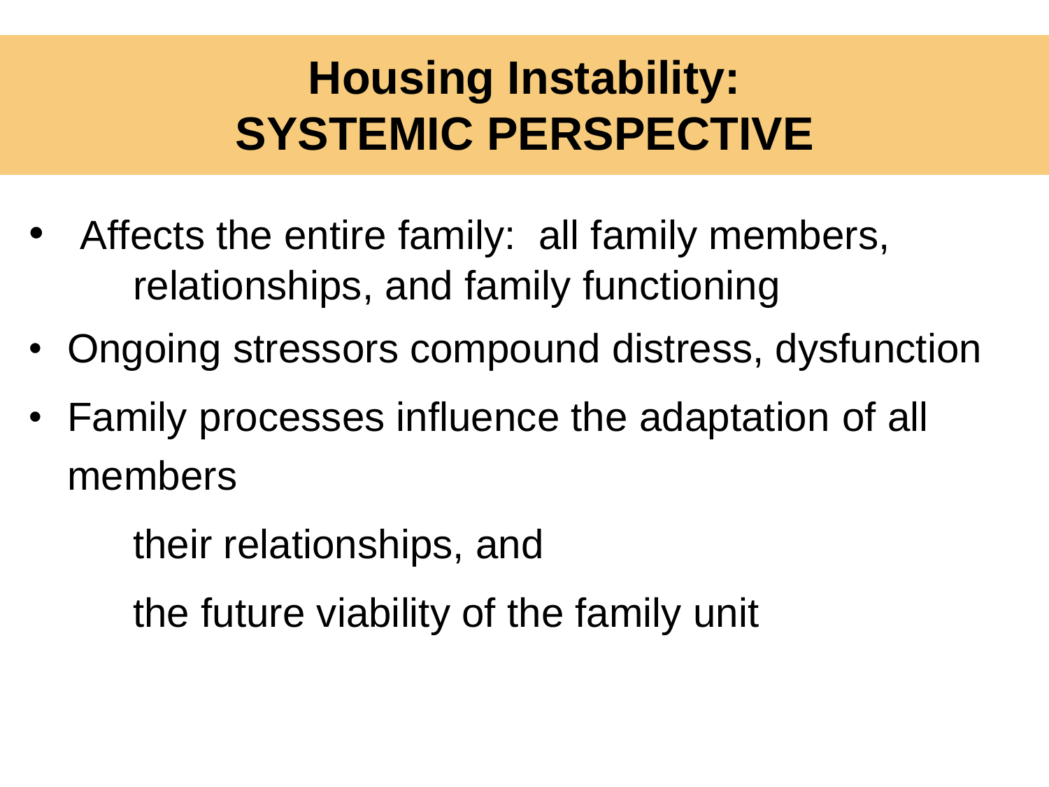# Housing Instability: SYSTEMIC PERSPECTIVE

- Affects the entire family: all family members, relationships, and family functioning
- Ongoing stressors compound distress, dysfunction
- Family processes influence the adaptation of all members

  their relationships, and

  the future viability of the family unit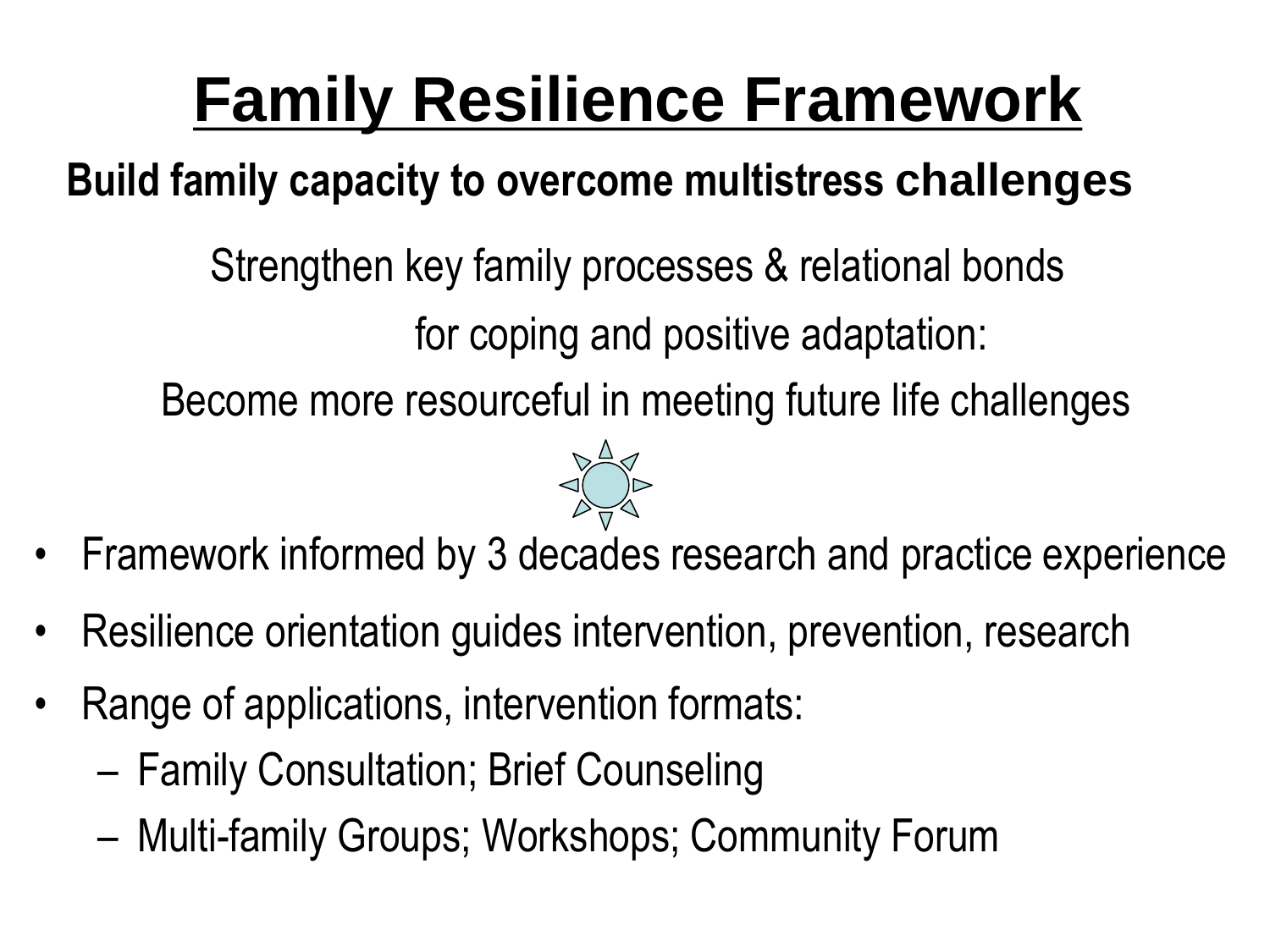# Family Resilience Framework

**Build family capacity to overcome multistress challenges**

Strengthen key family processes & relational bonds

for coping and positive adaptation:

Become more resourceful in meeting future life challenges

- Framework informed by 3 decades research and practice experience
- Resilience orientation guides intervention, prevention, research
- Range of applications, intervention formats:
  - Family Consultation; Brief Counseling
  - Multi-family Groups; Workshops; Community Forum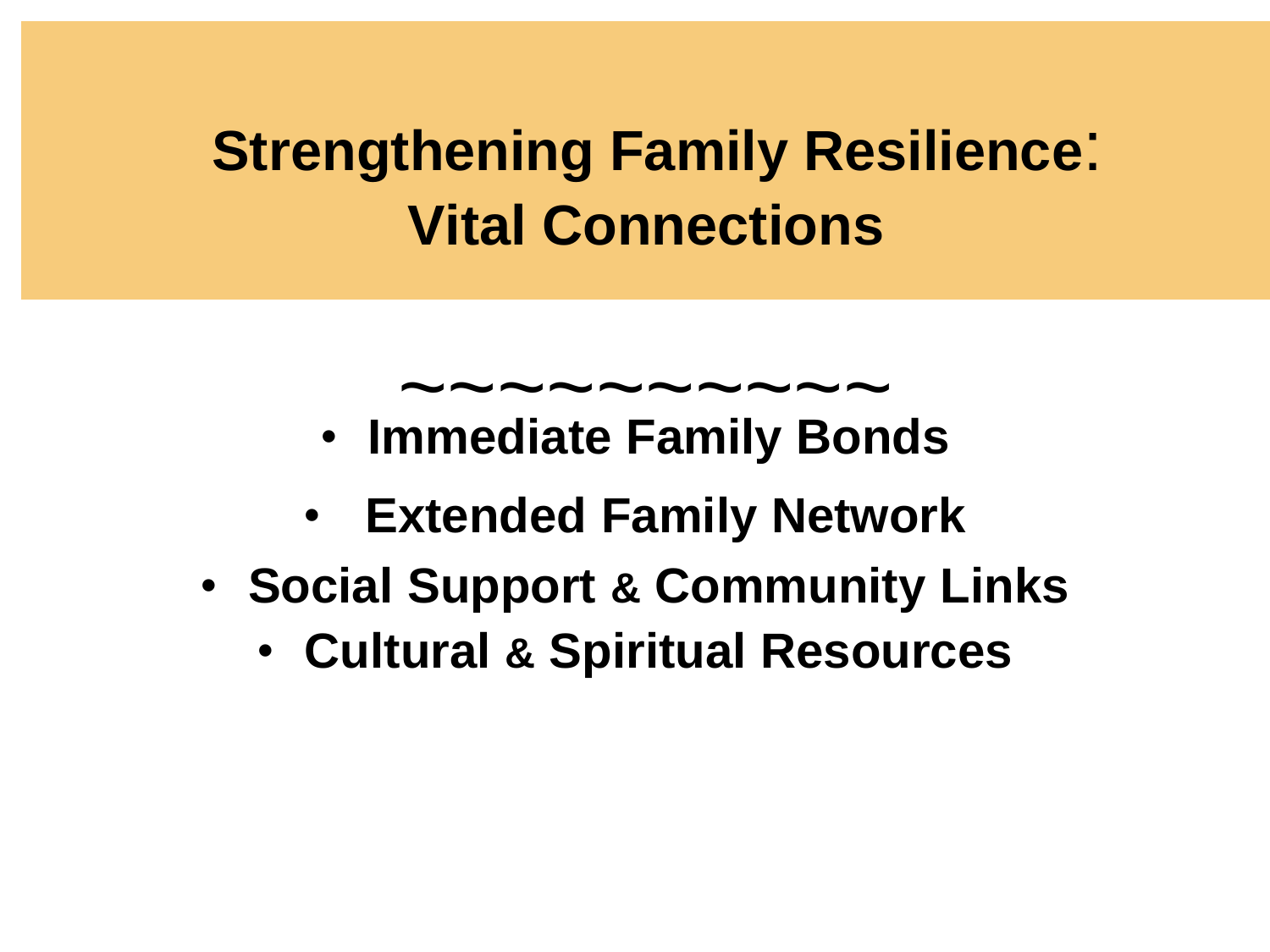# Strengthening Family Resilience: Vital Connections

~~~~~~~~~~~

- **Immediate Family Bonds**
- **Extended Family Network**
- **Social Support & Community Links**
- **Cultural & Spiritual Resources**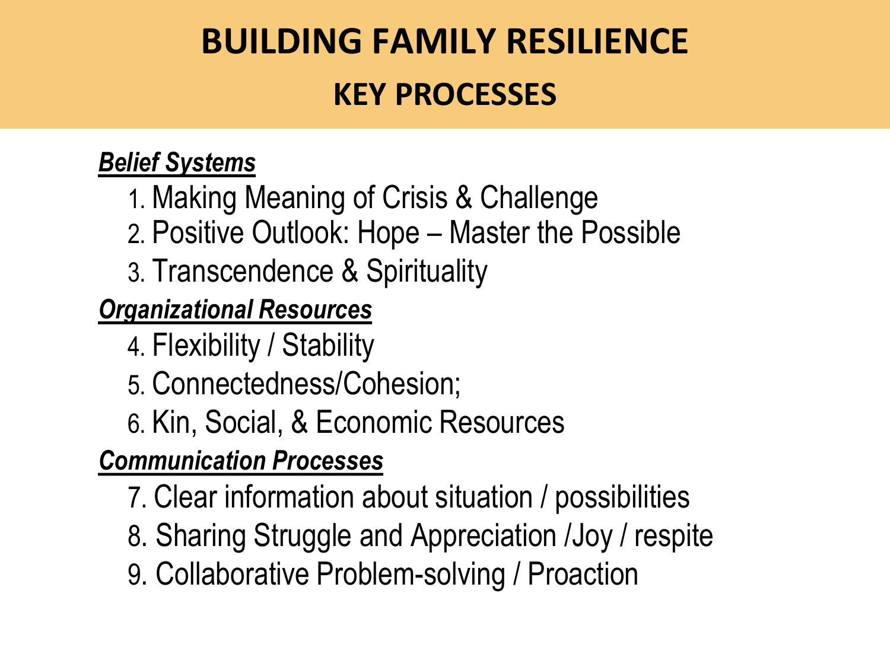# BUILDING FAMILY RESILIENCE

## KEY PROCESSES

***Belief Systems***

1. Making Meaning of Crisis & Challenge
2. Positive Outlook: Hope – Master the Possible
3. Transcendence & Spirituality

***Organizational Resources***

4. Flexibility / Stability
5. Connectedness/Cohesion;
6. Kin, Social, & Economic Resources

***Communication Processes***

7. Clear information about situation / possibilities
8. Sharing Struggle and Appreciation /Joy / respite
9. Collaborative Problem-solving / Proaction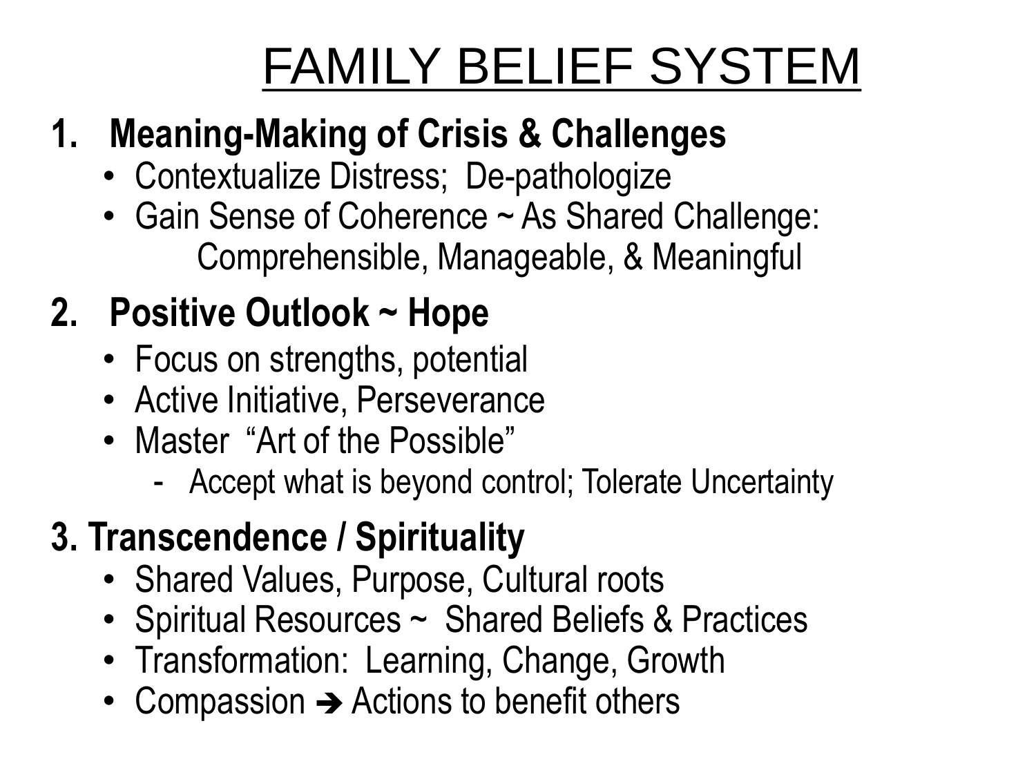# FAMILY BELIEF SYSTEM

1. **Meaning-Making of Crisis & Challenges**
   - Contextualize Distress; De-pathologize
   - Gain Sense of Coherence ~ As Shared Challenge: Comprehensible, Manageable, & Meaningful

2. **Positive Outlook ~ Hope**
   - Focus on strengths, potential
   - Active Initiative, Perseverance
   - Master "Art of the Possible"
     - Accept what is beyond control; Tolerate Uncertainty

3. **Transcendence / Spirituality**
   - Shared Values, Purpose, Cultural roots
   - Spiritual Resources ~ Shared Beliefs & Practices
   - Transformation: Learning, Change, Growth
   - Compassion ➔ Actions to benefit others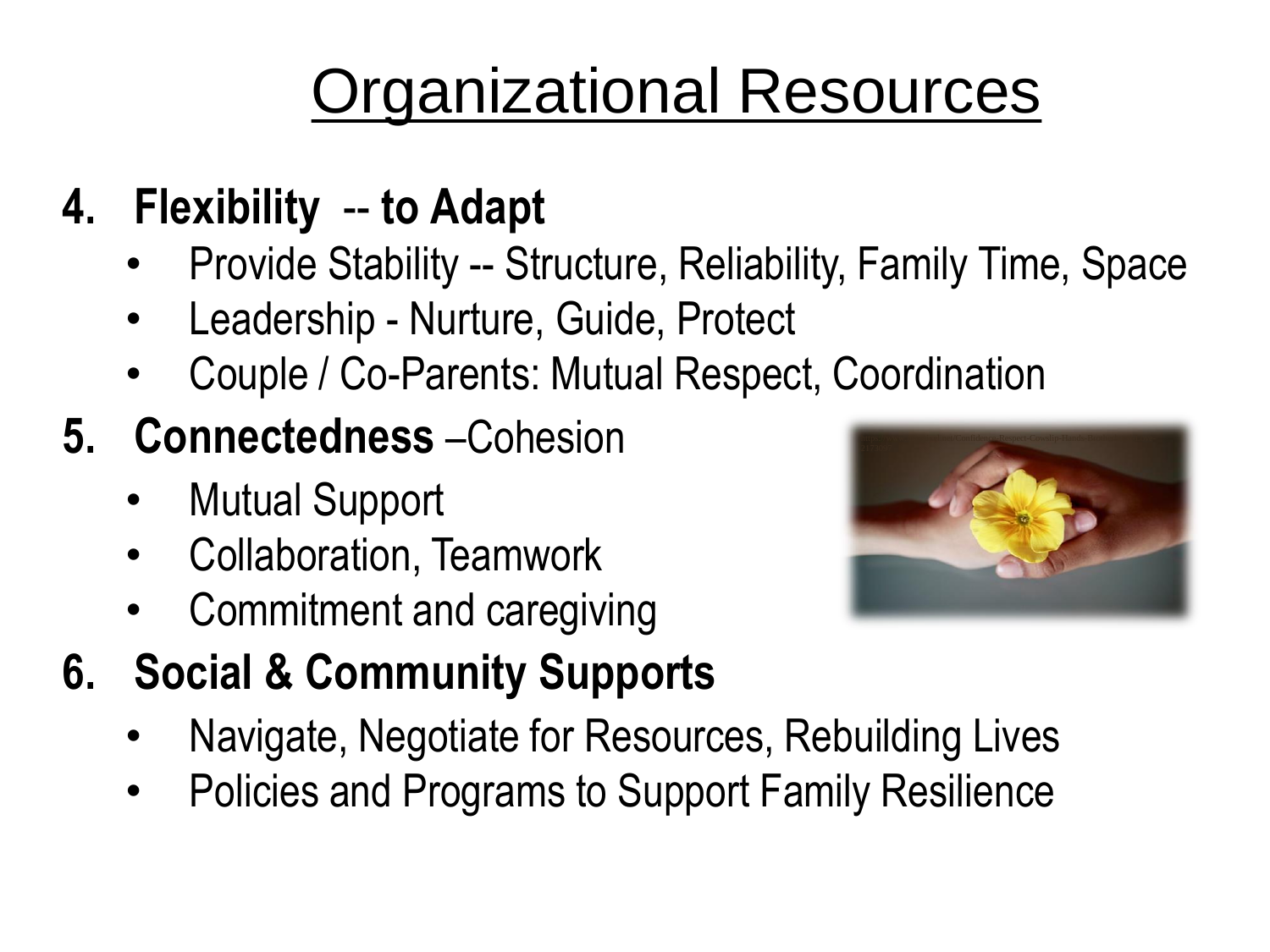# Organizational Resources

4. **Flexibility -- to Adapt**
   - Provide Stability -- Structure, Reliability, Family Time, Space
   - Leadership - Nurture, Guide, Protect
   - Couple / Co-Parents: Mutual Respect, Coordination
5. **Connectedness** –Cohesion
   - Mutual Support
   - Collaboration, Teamwork
   - Commitment and caregiving
6. **Social & Community Supports**
   - Navigate, Negotiate for Resources, Rebuilding Lives
   - Policies and Programs to Support Family Resilience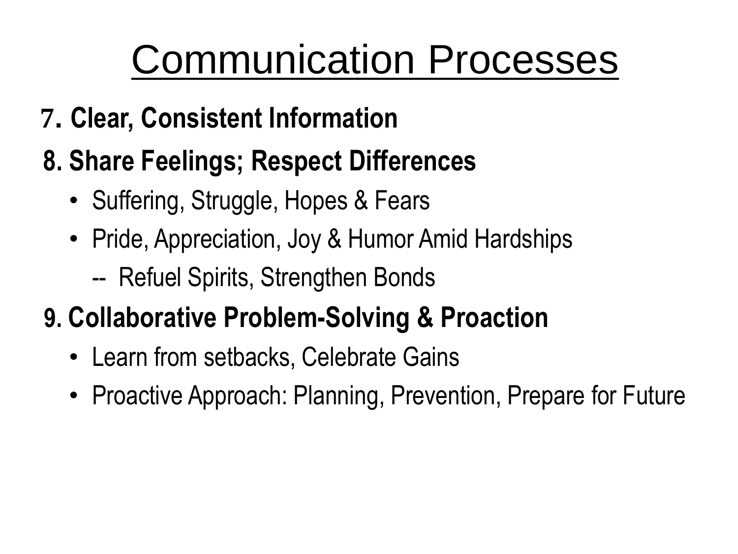# Communication Processes

**7. Clear, Consistent Information**

**8. Share Feelings; Respect Differences**

- Suffering, Struggle, Hopes & Fears
- Pride, Appreciation, Joy & Humor Amid Hardships
  -- Refuel Spirits, Strengthen Bonds

**9. Collaborative Problem-Solving & Proaction**

- Learn from setbacks, Celebrate Gains
- Proactive Approach: Planning, Prevention, Prepare for Future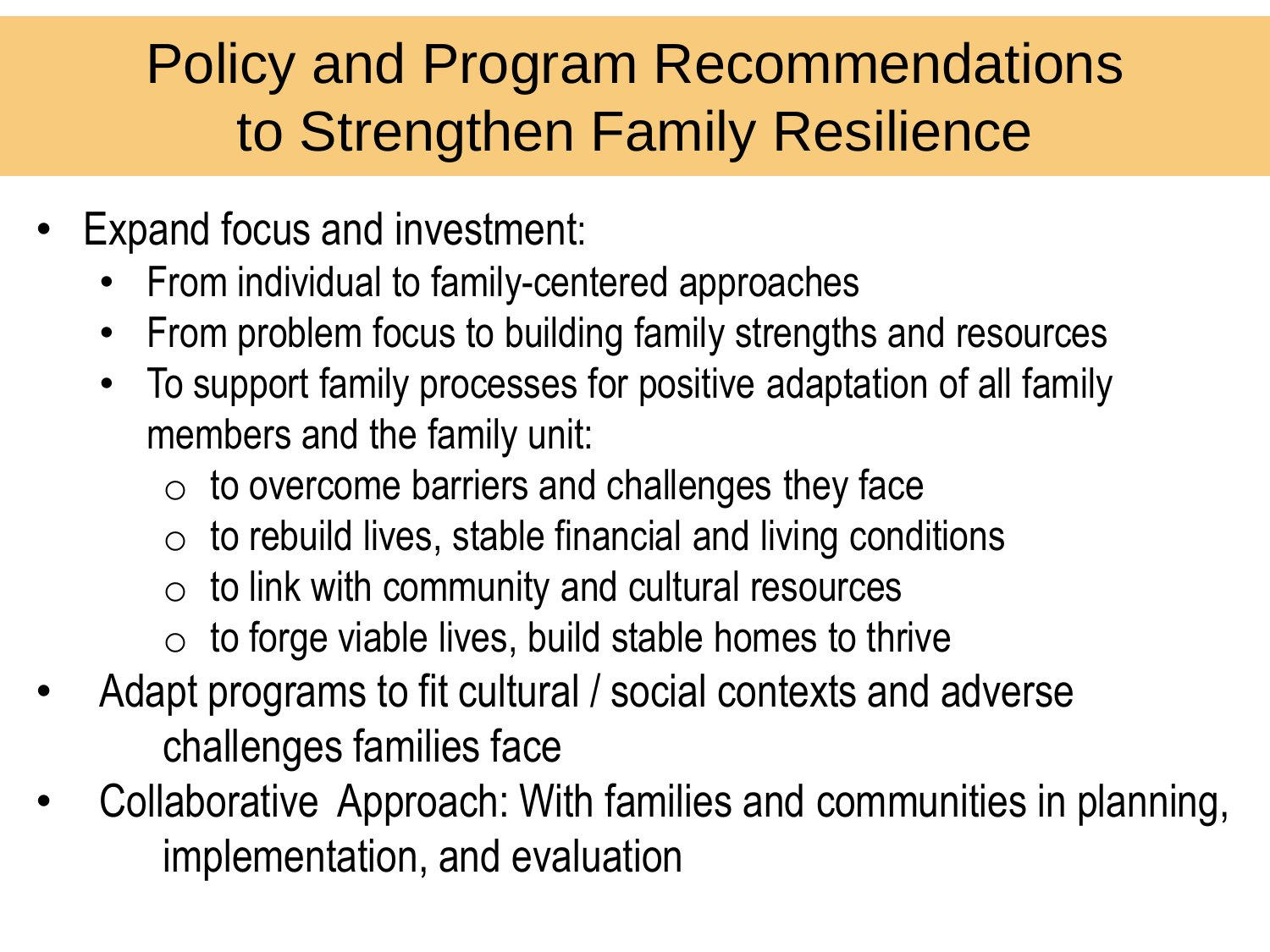# Policy and Program Recommendations to Strengthen Family Resilience

- Expand focus and investment:
  - From individual to family-centered approaches
  - From problem focus to building family strengths and resources
  - To support family processes for positive adaptation of all family members and the family unit:
    - to overcome barriers and challenges they face
    - to rebuild lives, stable financial and living conditions
    - to link with community and cultural resources
    - to forge viable lives, build stable homes to thrive
- Adapt programs to fit cultural / social contexts and adverse challenges families face
- Collaborative Approach: With families and communities in planning, implementation, and evaluation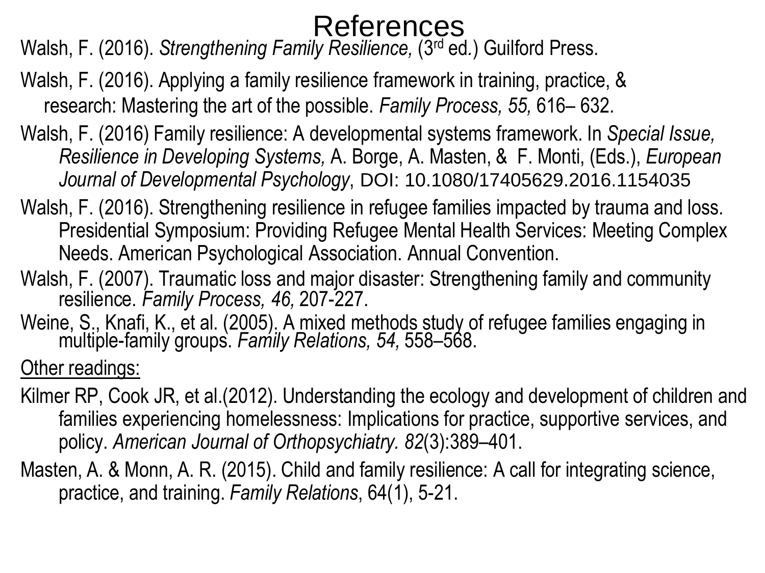# References

Walsh, F. (2016). *Strengthening Family Resilience,* (3rd ed.) Guilford Press.

Walsh, F. (2016). Applying a family resilience framework in training, practice, & research: Mastering the art of the possible. *Family Process, 55,* 616– 632.

Walsh, F. (2016) Family resilience: A developmental systems framework. In *Special Issue, Resilience in Developing Systems,* A. Borge, A. Masten, & F. Monti, (Eds.), *European Journal of Developmental Psychology*, DOI: 10.1080/17405629.2016.1154035

Walsh, F. (2016). Strengthening resilience in refugee families impacted by trauma and loss. Presidential Symposium: Providing Refugee Mental Health Services: Meeting Complex Needs. American Psychological Association. Annual Convention.

Walsh, F. (2007). Traumatic loss and major disaster: Strengthening family and community resilience. *Family Process, 46,* 207-227.

Weine, S., Knafi, K., et al. (2005). A mixed methods study of refugee families engaging in multiple-family groups. *Family Relations, 54,* 558–568.

Other readings:

Kilmer RP, Cook JR, et al.(2012). Understanding the ecology and development of children and families experiencing homelessness: Implications for practice, supportive services, and policy. *American Journal of Orthopsychiatry. 82*(3):389–401.

Masten, A. & Monn, A. R. (2015). Child and family resilience: A call for integrating science, practice, and training. *Family Relations*, 64(1), 5-21.